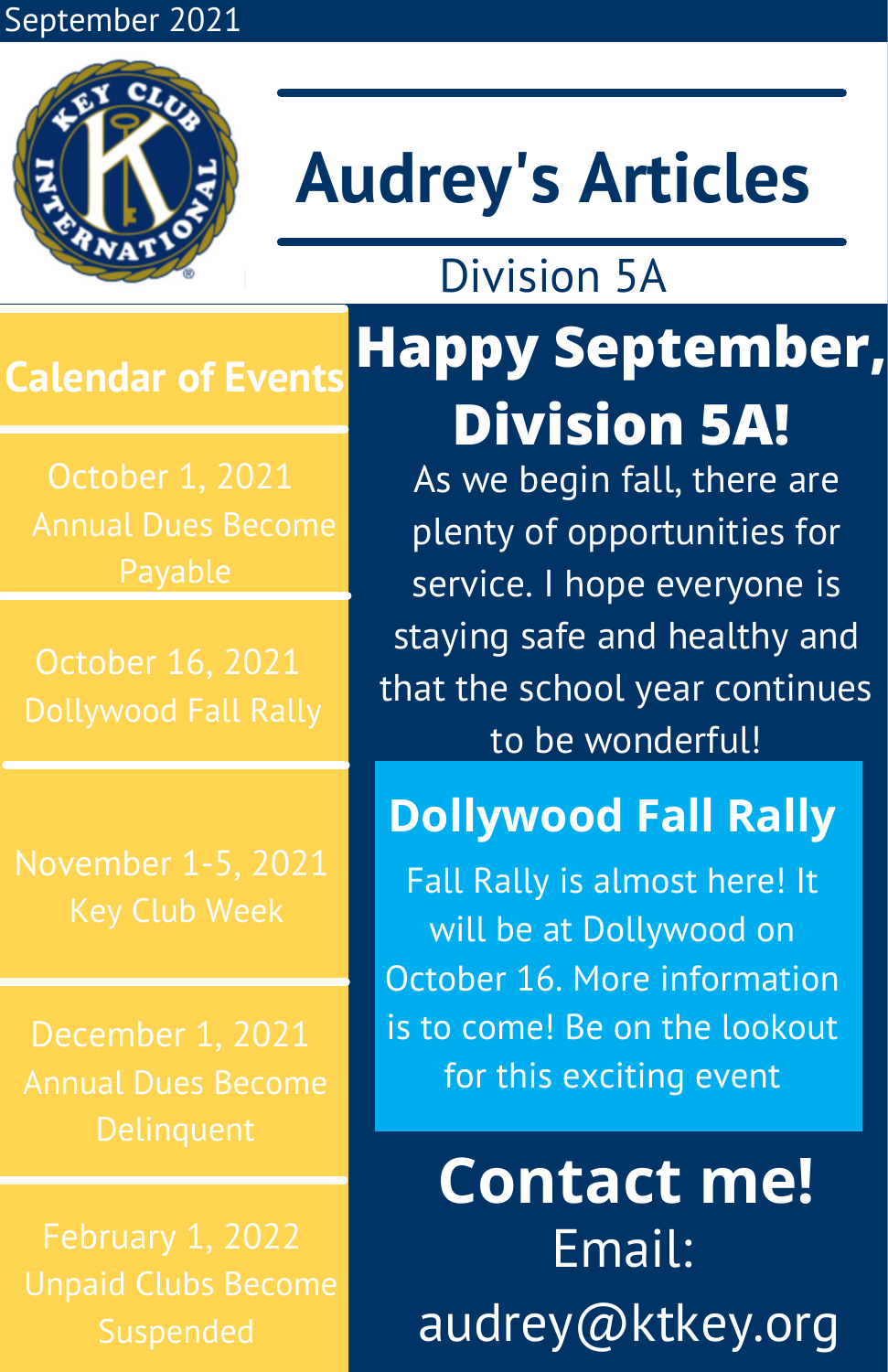September 2021

# Audrey's Articles

Division 5A

## Calendar of Events

October 1, 2021
Annual Dues Become Payable

October 16, 2021
Dollywood Fall Rally

November 1-5, 2021
Key Club Week

December 1, 2021
Annual Dues Become Delinquent

February 1, 2022
Unpaid Clubs Become Suspended

## Happy September, Division 5A!

As we begin fall, there are plenty of opportunities for service. I hope everyone is staying safe and healthy and that the school year continues to be wonderful!

### Dollywood Fall Rally

Fall Rally is almost here! It will be at Dollywood on October 16. More information is to come! Be on the lookout for this exciting event

## Contact me!

Email:
audrey@ktkey.org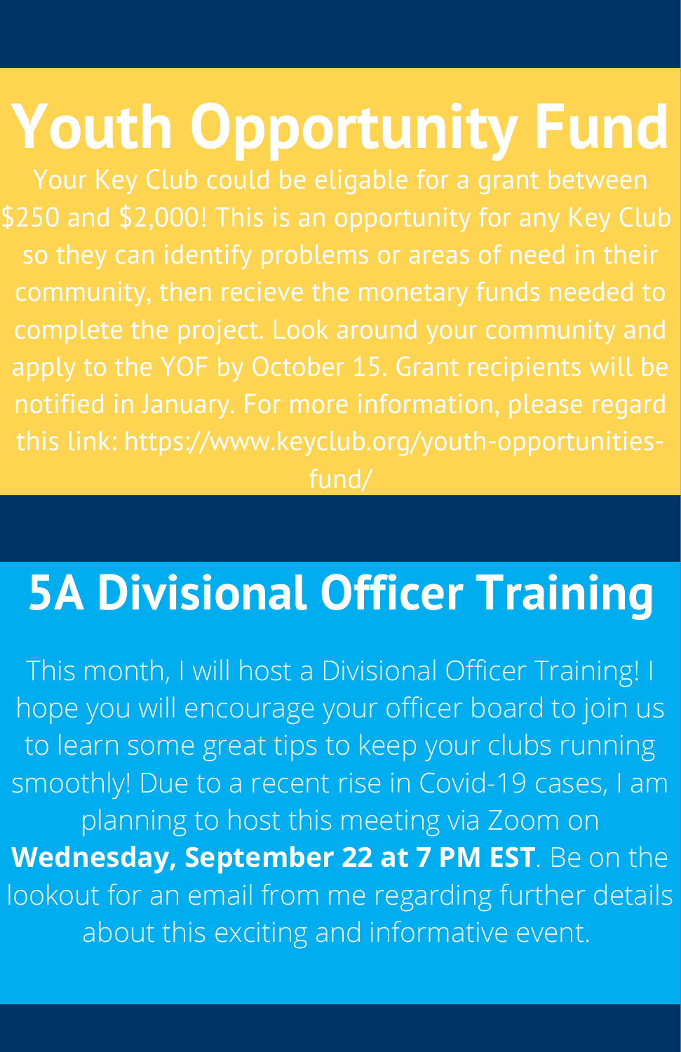# Youth Opportunity Fund

Your Key Club could be eligable for a grant between $250 and $2,000! This is an opportunity for any Key Club so they can identify problems or areas of need in their community, then recieve the monetary funds needed to complete the project. Look around your community and apply to the YOF by October 15. Grant recipients will be notified in January. For more information, please regard this link: https://www.keyclub.org/youth-opportunities-fund/

# 5A Divisional Officer Training

This month, I will host a Divisional Officer Training! I hope you will encourage your officer board to join us to learn some great tips to keep your clubs running smoothly! Due to a recent rise in Covid-19 cases, I am planning to host this meeting via Zoom on **Wednesday, September 22 at 7 PM EST**. Be on the lookout for an email from me regarding further details about this exciting and informative event.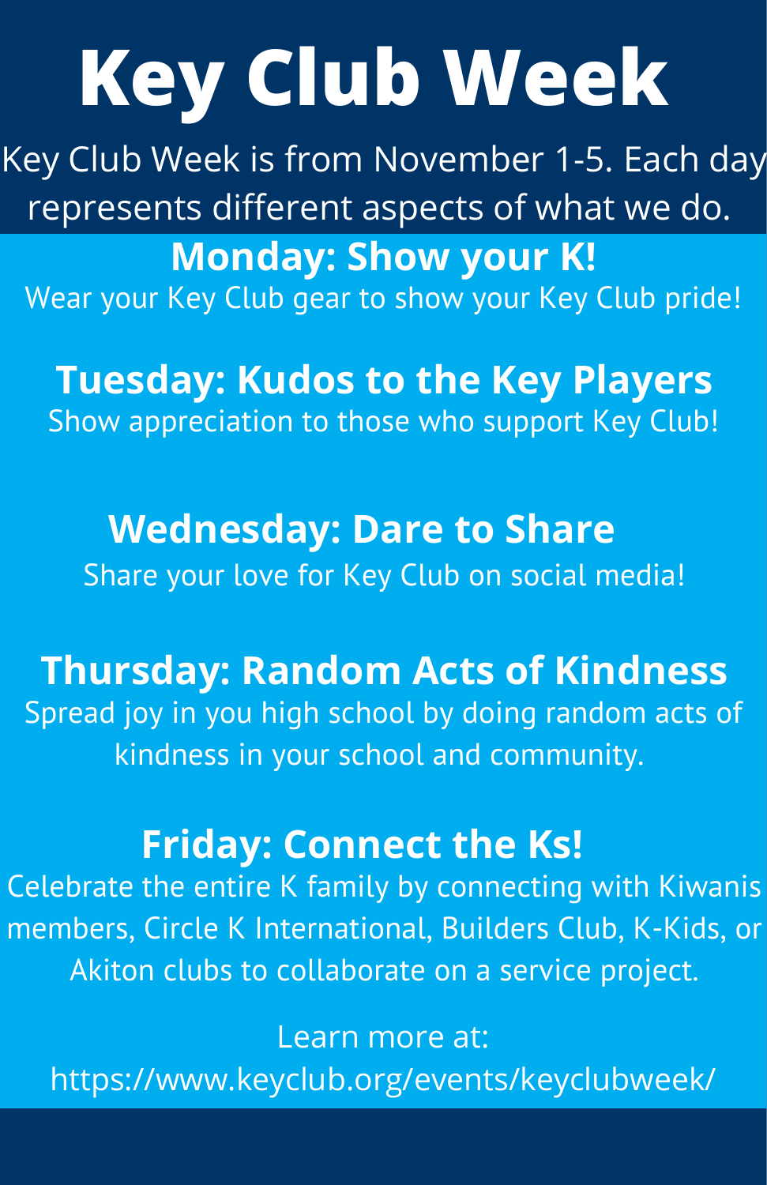# Key Club Week

Key Club Week is from November 1-5. Each day represents different aspects of what we do.

## Monday: Show your K!

Wear your Key Club gear to show your Key Club pride!

## Tuesday: Kudos to the Key Players

Show appreciation to those who support Key Club!

## Wednesday: Dare to Share

Share your love for Key Club on social media!

## Thursday: Random Acts of Kindness

Spread joy in you high school by doing random acts of kindness in your school and community.

## Friday: Connect the Ks!

Celebrate the entire K family by connecting with Kiwanis members, Circle K International, Builders Club, K-Kids, or Akiton clubs to collaborate on a service project.

Learn more at: https://www.keyclub.org/events/keyclubweek/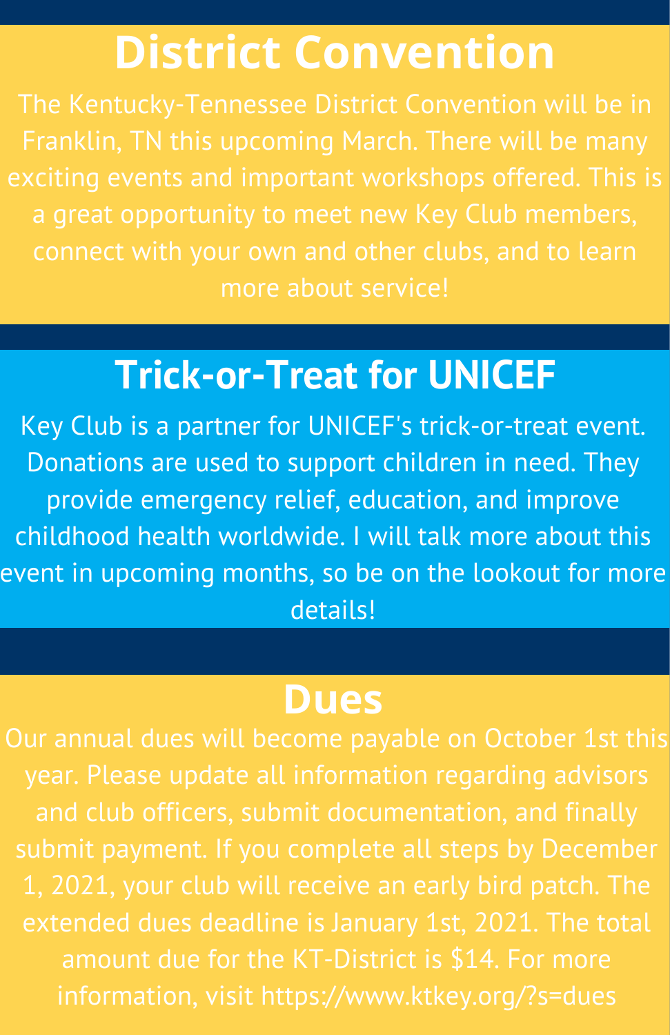# District Convention

The Kentucky-Tennessee District Convention will be in Franklin, TN this upcoming March. There will be many exciting events and important workshops offered. This is a great opportunity to meet new Key Club members, connect with your own and other clubs, and to learn more about service!

# Trick-or-Treat for UNICEF

Key Club is a partner for UNICEF's trick-or-treat event. Donations are used to support children in need. They provide emergency relief, education, and improve childhood health worldwide. I will talk more about this event in upcoming months, so be on the lookout for more details!

# Dues

Our annual dues will become payable on October 1st this year. Please update all information regarding advisors and club officers, submit documentation, and finally submit payment. If you complete all steps by December 1, 2021, your club will receive an early bird patch. The extended dues deadline is January 1st, 2021. The total amount due for the KT-District is $14. For more information, visit https://www.ktkey.org/?s=dues